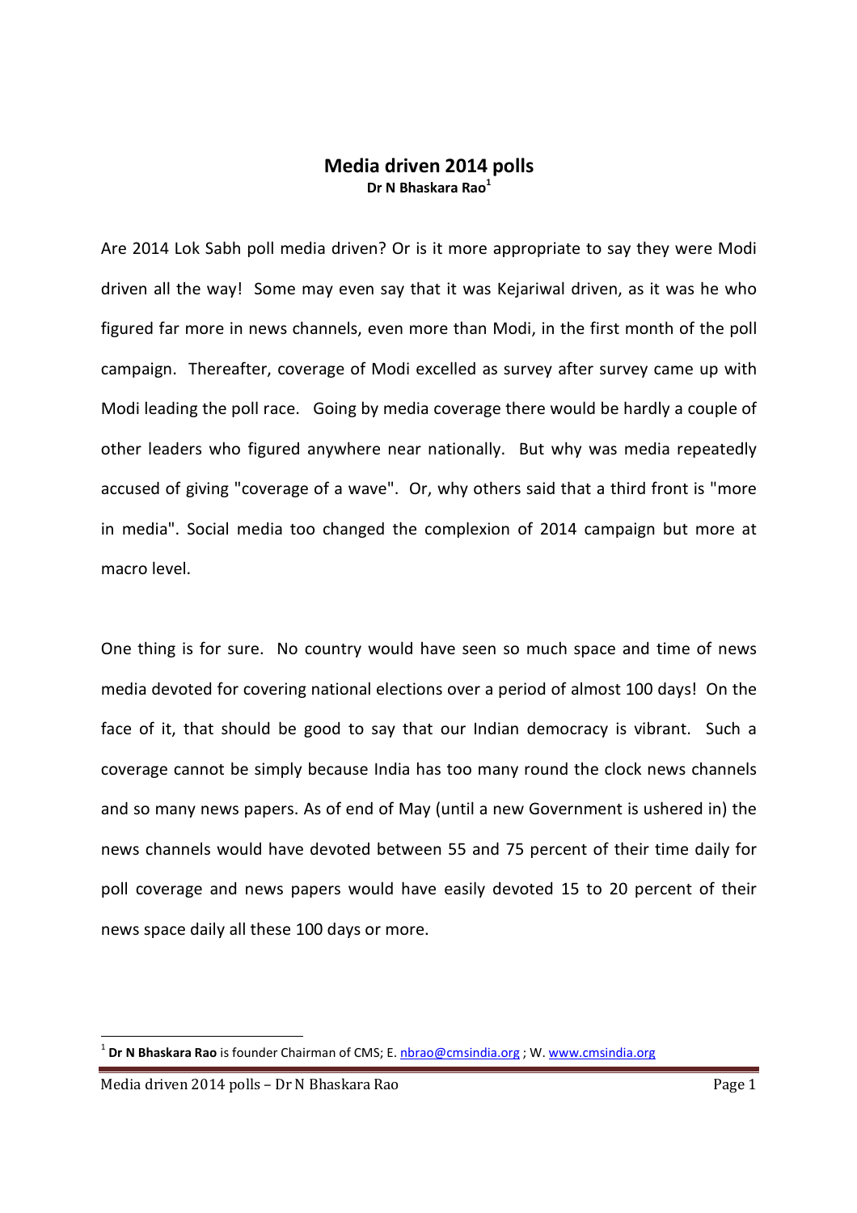# Media driven 2014 polls

**Dr N Bhaskara Rao**[1]

Are 2014 Lok Sabh poll media driven? Or is it more appropriate to say they were Modi driven all the way! Some may even say that it was Kejariwal driven, as it was he who figured far more in news channels, even more than Modi, in the first month of the poll campaign. Thereafter, coverage of Modi excelled as survey after survey came up with Modi leading the poll race. Going by media coverage there would be hardly a couple of other leaders who figured anywhere near nationally. But why was media repeatedly accused of giving "coverage of a wave". Or, why others said that a third front is "more in media". Social media too changed the complexion of 2014 campaign but more at macro level.

One thing is for sure. No country would have seen so much space and time of news media devoted for covering national elections over a period of almost 100 days! On the face of it, that should be good to say that our Indian democracy is vibrant. Such a coverage cannot be simply because India has too many round the clock news channels and so many news papers. As of end of May (until a new Government is ushered in) the news channels would have devoted between 55 and 75 percent of their time daily for poll coverage and news papers would have easily devoted 15 to 20 percent of their news space daily all these 100 days or more.

---

[1] **Dr N Bhaskara Rao** is founder Chairman of CMS; E. nbrao@cmsindia.org ; W. www.cmsindia.org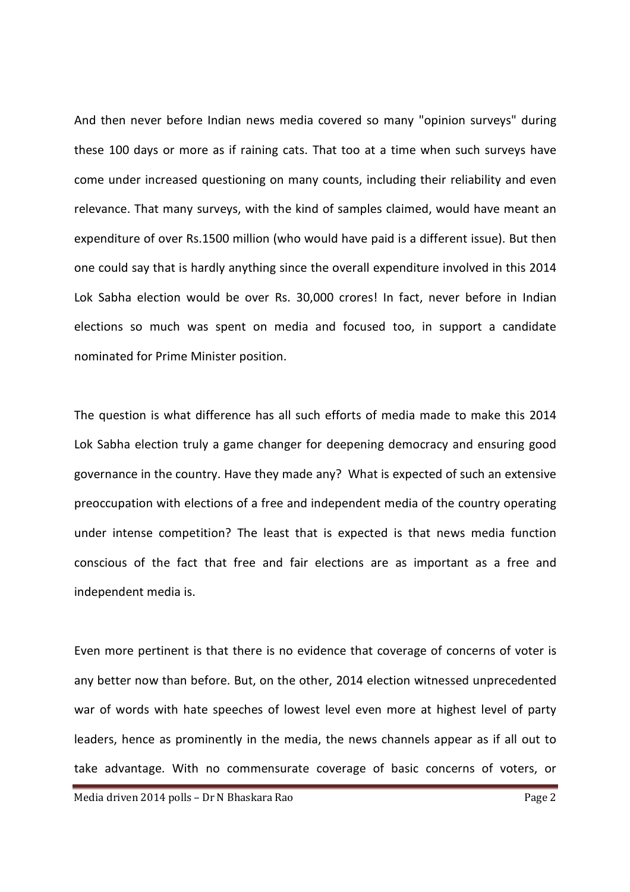And then never before Indian news media covered so many "opinion surveys" during these 100 days or more as if raining cats. That too at a time when such surveys have come under increased questioning on many counts, including their reliability and even relevance. That many surveys, with the kind of samples claimed, would have meant an expenditure of over Rs.1500 million (who would have paid is a different issue). But then one could say that is hardly anything since the overall expenditure involved in this 2014 Lok Sabha election would be over Rs. 30,000 crores! In fact, never before in Indian elections so much was spent on media and focused too, in support a candidate nominated for Prime Minister position.

The question is what difference has all such efforts of media made to make this 2014 Lok Sabha election truly a game changer for deepening democracy and ensuring good governance in the country. Have they made any? What is expected of such an extensive preoccupation with elections of a free and independent media of the country operating under intense competition? The least that is expected is that news media function conscious of the fact that free and fair elections are as important as a free and independent media is.

Even more pertinent is that there is no evidence that coverage of concerns of voter is any better now than before. But, on the other, 2014 election witnessed unprecedented war of words with hate speeches of lowest level even more at highest level of party leaders, hence as prominently in the media, the news channels appear as if all out to take advantage. With no commensurate coverage of basic concerns of voters, or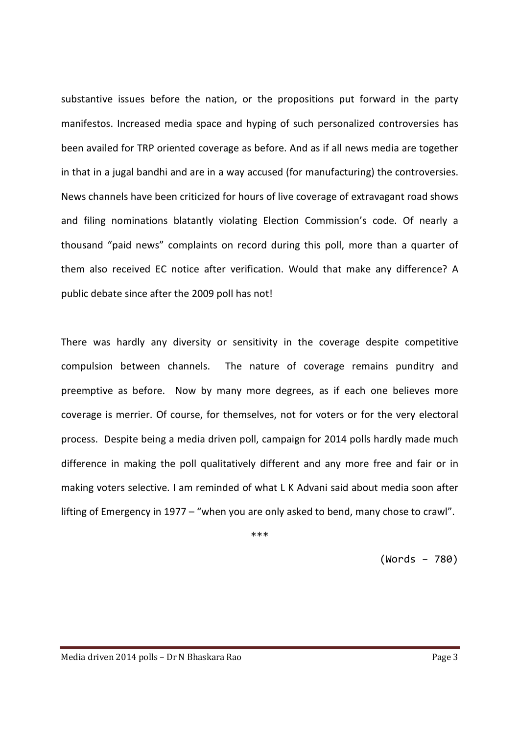substantive issues before the nation, or the propositions put forward in the party manifestos. Increased media space and hyping of such personalized controversies has been availed for TRP oriented coverage as before. And as if all news media are together in that in a jugal bandhi and are in a way accused (for manufacturing) the controversies. News channels have been criticized for hours of live coverage of extravagant road shows and filing nominations blatantly violating Election Commission's code. Of nearly a thousand "paid news" complaints on record during this poll, more than a quarter of them also received EC notice after verification. Would that make any difference? A public debate since after the 2009 poll has not!

There was hardly any diversity or sensitivity in the coverage despite competitive compulsion between channels. The nature of coverage remains punditry and preemptive as before. Now by many more degrees, as if each one believes more coverage is merrier. Of course, for themselves, not for voters or for the very electoral process. Despite being a media driven poll, campaign for 2014 polls hardly made much difference in making the poll qualitatively different and any more free and fair or in making voters selective. I am reminded of what L K Advani said about media soon after lifting of Emergency in 1977 – "when you are only asked to bend, many chose to crawl".

***

(Words – 780)